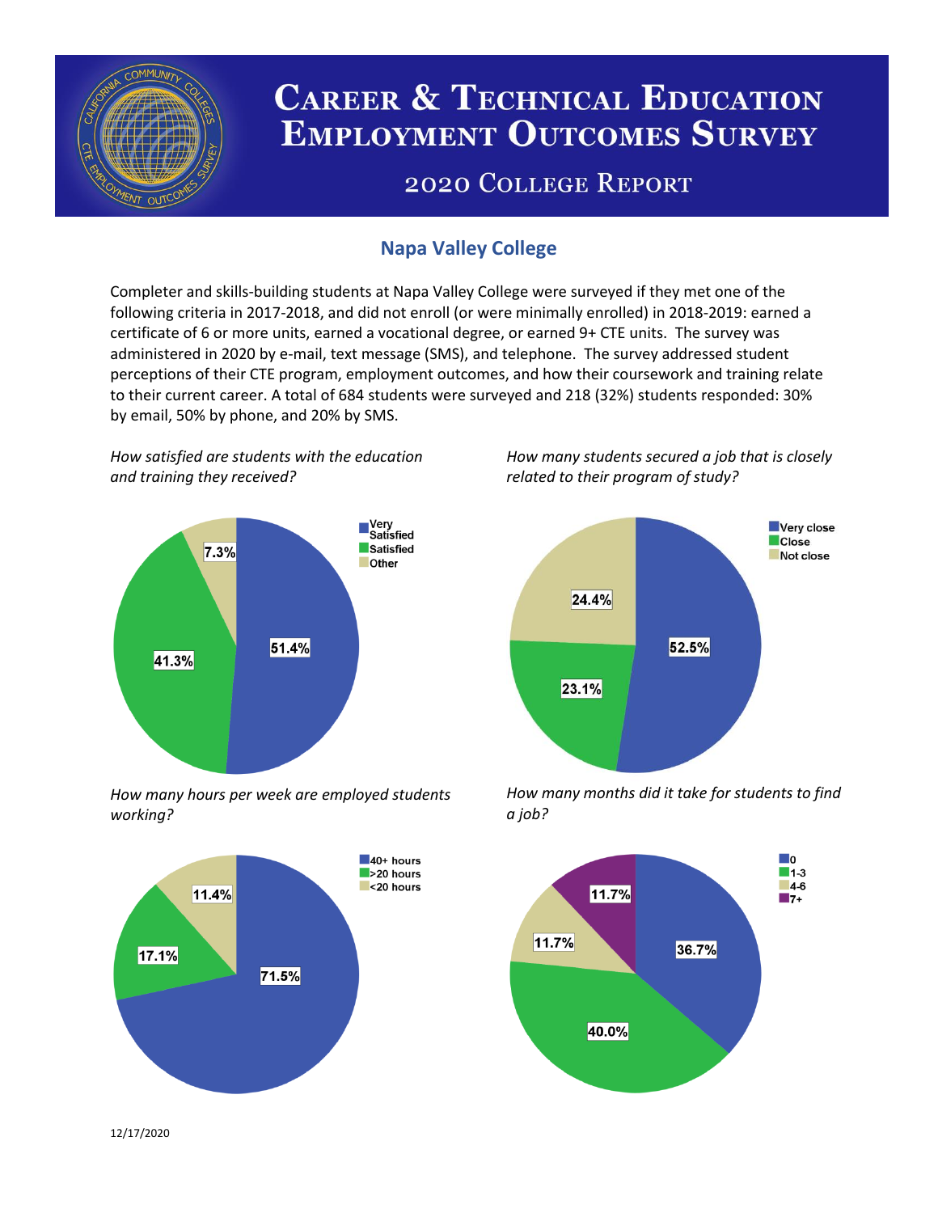# Career & Technical Education Employment Outcomes Survey

## 2020 College Report

### Napa Valley College

Completer and skills-building students at Napa Valley College were surveyed if they met one of the following criteria in 2017-2018, and did not enroll (or were minimally enrolled) in 2018-2019: earned a certificate of 6 or more units, earned a vocational degree, or earned 9+ CTE units. The survey was administered in 2020 by e-mail, text message (SMS), and telephone. The survey addressed student perceptions of their CTE program, employment outcomes, and how their coursework and training relate to their current career. A total of 684 students were surveyed and 218 (32%) students responded: 30% by email, 50% by phone, and 20% by SMS.

*How satisfied are students with the education and training they received?*

| Response | Percent |
|---|---|
| Very Satisfied | 51.4% |
| Satisfied | 41.3% |
| Other | 7.3% |

*How many students secured a job that is closely related to their program of study?*

| Response | Percent |
|---|---|
| Very close | 52.5% |
| Close | 23.1% |
| Not close | 24.4% |

*How many hours per week are employed students working?*

| Response | Percent |
|---|---|
| 40+ hours | 71.5% |
| >20 hours | 17.1% |
| <20 hours | 11.4% |

*How many months did it take for students to find a job?*

| Response | Percent |
|---|---|
| 0 | 36.7% |
| 1-3 | 40.0% |
| 4-6 | 11.7% |
| 7+ | 11.7% |

12/17/2020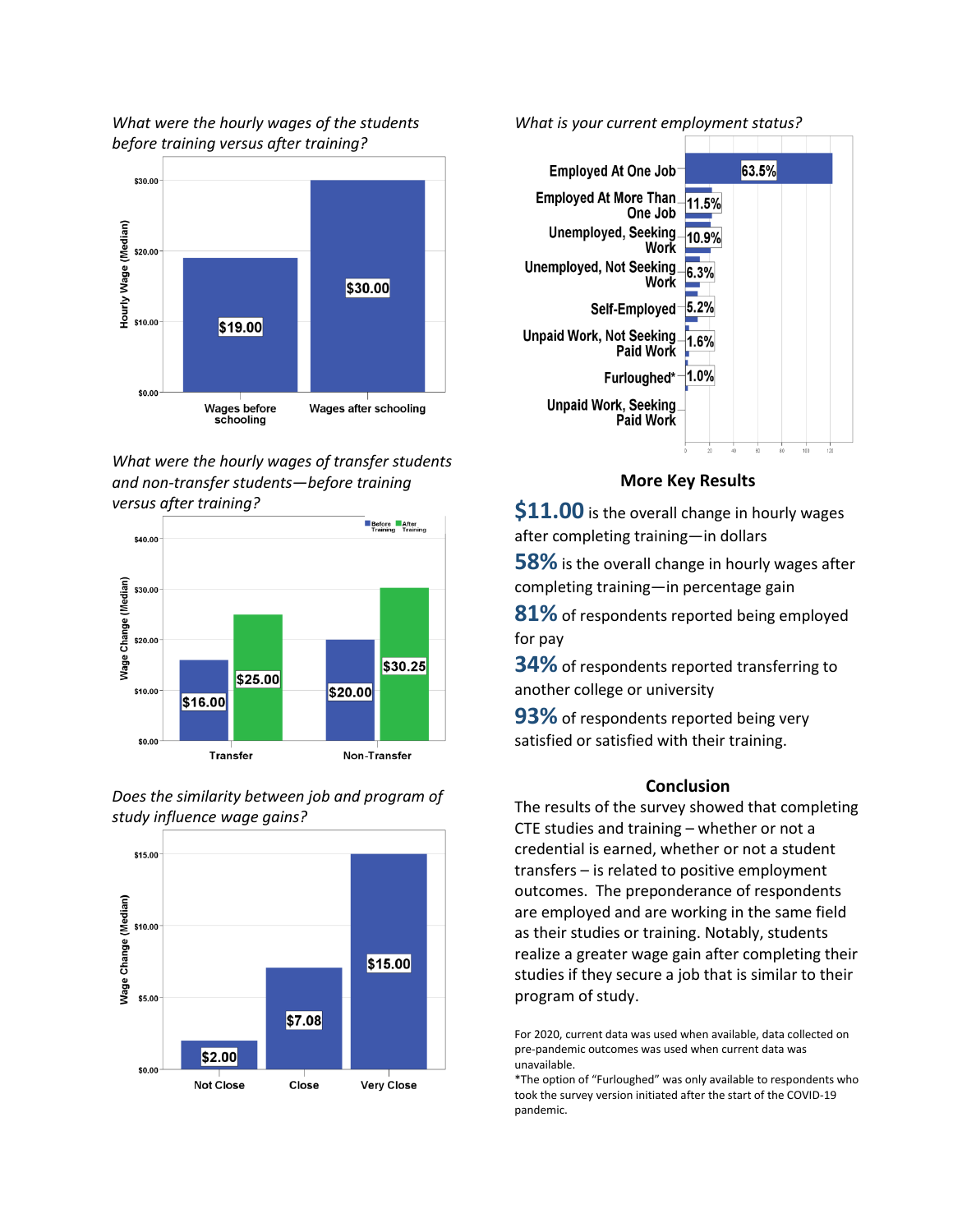*What were the hourly wages of the students before training versus after training?*

Hourly Wage (Median)

$30.00
$20.00
$10.00
$0.00

$19.00
$30.00

Wages before schooling
Wages after schooling

*What were the hourly wages of transfer students and non-transfer students—before training versus after training?*

Before Training
After Training

Wage Change (Median)

$40.00
$30.00
$20.00
$10.00
$0.00

$16.00
$25.00
$20.00
$30.25

Transfer
Non-Transfer

*Does the similarity between job and program of study influence wage gains?*

Wage Change (Median)

$15.00
$10.00
$5.00
$0.00

$2.00
$7.08
$15.00

Not Close
Close
Very Close

*What is your current employment status?*

Employed At One Job 63.5%
Employed At More Than One Job 11.5%
Unemployed, Seeking Work 10.9%
Unemployed, Not Seeking Work 6.3%
Self-Employed 5.2%
Unpaid Work, Not Seeking Paid Work 1.6%
Furloughed* 1.0%
Unpaid Work, Seeking Paid Work

0 20 40 60 80 100 120

### More Key Results

**$11.00** is the overall change in hourly wages after completing training—in dollars

**58%** is the overall change in hourly wages after completing training—in percentage gain

**81%** of respondents reported being employed for pay

**34%** of respondents reported transferring to another college or university

**93%** of respondents reported being very satisfied or satisfied with their training.

### Conclusion

The results of the survey showed that completing CTE studies and training – whether or not a credential is earned, whether or not a student transfers – is related to positive employment outcomes. The preponderance of respondents are employed and are working in the same field as their studies or training. Notably, students realize a greater wage gain after completing their studies if they secure a job that is similar to their program of study.

For 2020, current data was used when available, data collected on pre-pandemic outcomes was used when current data was unavailable.
*The option of "Furloughed" was only available to respondents who took the survey version initiated after the start of the COVID-19 pandemic.